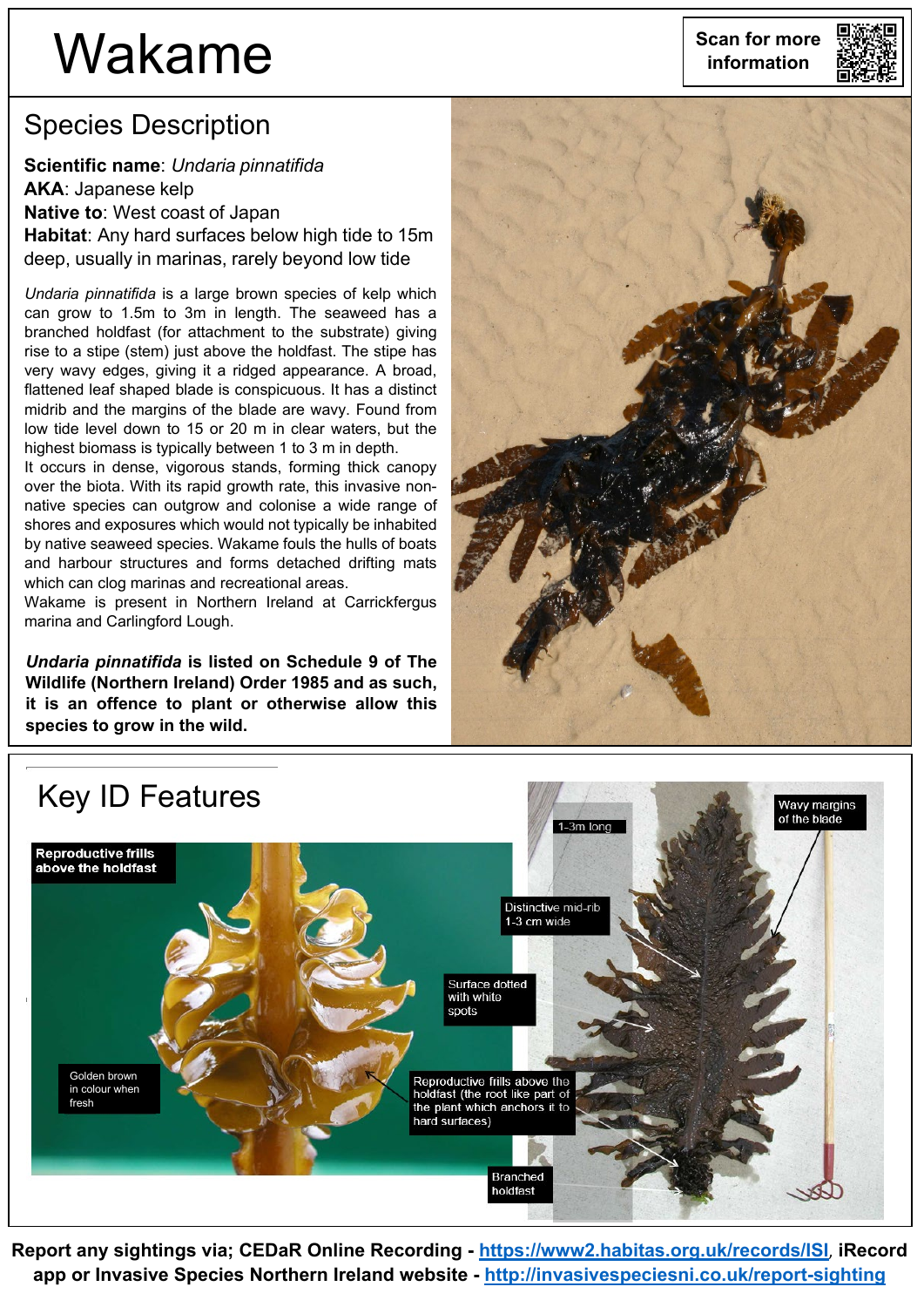# Wakame

Scan for more information

## Species Description

**Scientific name**: *Undaria pinnatifida*
**AKA**: Japanese kelp
**Native to**: West coast of Japan
**Habitat**: Any hard surfaces below high tide to 15m deep, usually in marinas, rarely beyond low tide

*Undaria pinnatifida* is a large brown species of kelp which can grow to 1.5m to 3m in length. The seaweed has a branched holdfast (for attachment to the substrate) giving rise to a stipe (stem) just above the holdfast. The stipe has very wavy edges, giving it a ridged appearance. A broad, flattened leaf shaped blade is conspicuous. It has a distinct midrib and the margins of the blade are wavy. Found from low tide level down to 15 or 20 m in clear waters, but the highest biomass is typically between 1 to 3 m in depth.

It occurs in dense, vigorous stands, forming thick canopy over the biota. With its rapid growth rate, this invasive non-native species can outgrow and colonise a wide range of shores and exposures which would not typically be inhabited by native seaweed species. Wakame fouls the hulls of boats and harbour structures and forms detached drifting mats which can clog marinas and recreational areas.

Wakame is present in Northern Ireland at Carrickfergus marina and Carlingford Lough.

***Undaria pinnatifida* is listed on Schedule 9 of The Wildlife (Northern Ireland) Order 1985 and as such, it is an offence to plant or otherwise allow this species to grow in the wild.**

## Key ID Features

- Reproductive frills above the holdfast
- Golden brown in colour when fresh
- 1-3m long
- Wavy margins of the blade
- Distinctive mid-rib 1-3 cm wide
- Surface dotted with white spots
- Reproductive frills above the holdfast (the root like part of the plant which anchors it to hard surfaces)
- Branched holdfast

**Report any sightings via; CEDaR Online Recording - https://www2.habitas.org.uk/records/ISI, iRecord app or Invasive Species Northern Ireland website - http://invasivespeciesni.co.uk/report-sighting**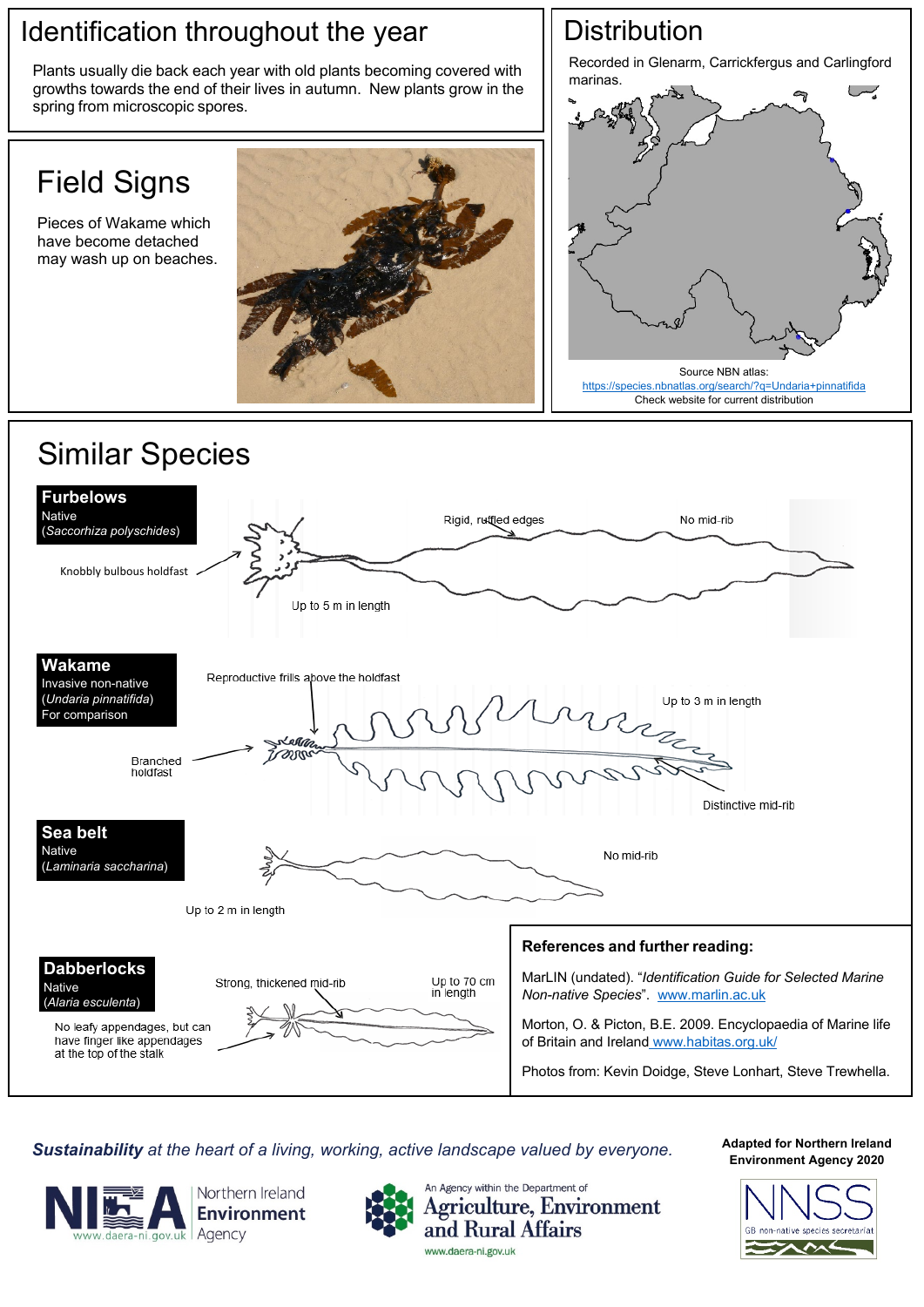## Identification throughout the year

Plants usually die back each year with old plants becoming covered with growths towards the end of their lives in autumn. New plants grow in the spring from microscopic spores.

## Field Signs

Pieces of Wakame which have become detached may wash up on beaches.

## Distribution

Recorded in Glenarm, Carrickfergus and Carlingford marinas.

Source NBN atlas:
https://species.nbnatlas.org/search/?q=Undaria+pinnatifida
Check website for current distribution

## Similar Species

**Furbelows**
Native
(*Saccorhiza polyschides*)

Knobbly bulbous holdfast
Rigid, ruffled edges
No mid-rib
Up to 5 m in length

**Wakame**
Invasive non-native
(*Undaria pinnatifida*)
For comparison

Reproductive frills above the holdfast
Up to 3 m in length
Branched holdfast
Distinctive mid-rib

**Sea belt**
Native
(*Laminaria saccharina*)

No mid-rib
Up to 2 m in length

**Dabberlocks**
Native
(*Alaria esculenta*)

Strong, thickened mid-rib
Up to 70 cm in length
No leafy appendages, but can have finger like appendages at the top of the stalk

### References and further reading:

MarLIN (undated). "*Identification Guide for Selected Marine Non-native Species*". www.marlin.ac.uk

Morton, O. & Picton, B.E. 2009. Encyclopaedia of Marine life of Britain and Ireland www.habitas.org.uk/

Photos from: Kevin Doidge, Steve Lonhart, Steve Trewhella.

***Sustainability** at the heart of a living, working, active landscape valued by everyone.*

**Adapted for Northern Ireland Environment Agency 2020**

Northern Ireland Environment Agency www.daera-ni.gov.uk

An Agency within the Department of Agriculture, Environment and Rural Affairs www.daera-ni.gov.uk

NNSS GB non-native species secretariat